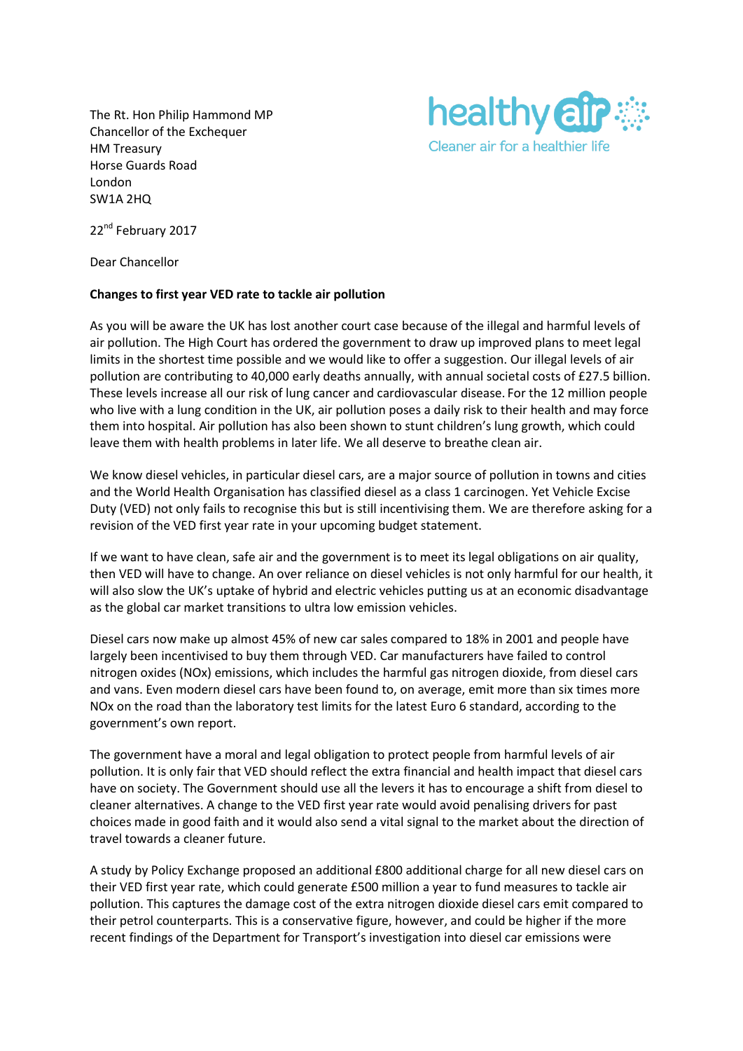The Rt. Hon Philip Hammond MP
Chancellor of the Exchequer
HM Treasury
Horse Guards Road
London
SW1A 2HQ

healthy air
Cleaner air for a healthier life

22nd February 2017

Dear Chancellor

**Changes to first year VED rate to tackle air pollution**

As you will be aware the UK has lost another court case because of the illegal and harmful levels of air pollution. The High Court has ordered the government to draw up improved plans to meet legal limits in the shortest time possible and we would like to offer a suggestion. Our illegal levels of air pollution are contributing to 40,000 early deaths annually, with annual societal costs of £27.5 billion. These levels increase all our risk of lung cancer and cardiovascular disease. For the 12 million people who live with a lung condition in the UK, air pollution poses a daily risk to their health and may force them into hospital. Air pollution has also been shown to stunt children's lung growth, which could leave them with health problems in later life. We all deserve to breathe clean air.

We know diesel vehicles, in particular diesel cars, are a major source of pollution in towns and cities and the World Health Organisation has classified diesel as a class 1 carcinogen. Yet Vehicle Excise Duty (VED) not only fails to recognise this but is still incentivising them. We are therefore asking for a revision of the VED first year rate in your upcoming budget statement.

If we want to have clean, safe air and the government is to meet its legal obligations on air quality, then VED will have to change. An over reliance on diesel vehicles is not only harmful for our health, it will also slow the UK's uptake of hybrid and electric vehicles putting us at an economic disadvantage as the global car market transitions to ultra low emission vehicles.

Diesel cars now make up almost 45% of new car sales compared to 18% in 2001 and people have largely been incentivised to buy them through VED. Car manufacturers have failed to control nitrogen oxides (NOx) emissions, which includes the harmful gas nitrogen dioxide, from diesel cars and vans. Even modern diesel cars have been found to, on average, emit more than six times more NOx on the road than the laboratory test limits for the latest Euro 6 standard, according to the government's own report.

The government have a moral and legal obligation to protect people from harmful levels of air pollution. It is only fair that VED should reflect the extra financial and health impact that diesel cars have on society. The Government should use all the levers it has to encourage a shift from diesel to cleaner alternatives. A change to the VED first year rate would avoid penalising drivers for past choices made in good faith and it would also send a vital signal to the market about the direction of travel towards a cleaner future.

A study by Policy Exchange proposed an additional £800 additional charge for all new diesel cars on their VED first year rate, which could generate £500 million a year to fund measures to tackle air pollution. This captures the damage cost of the extra nitrogen dioxide diesel cars emit compared to their petrol counterparts. This is a conservative figure, however, and could be higher if the more recent findings of the Department for Transport's investigation into diesel car emissions were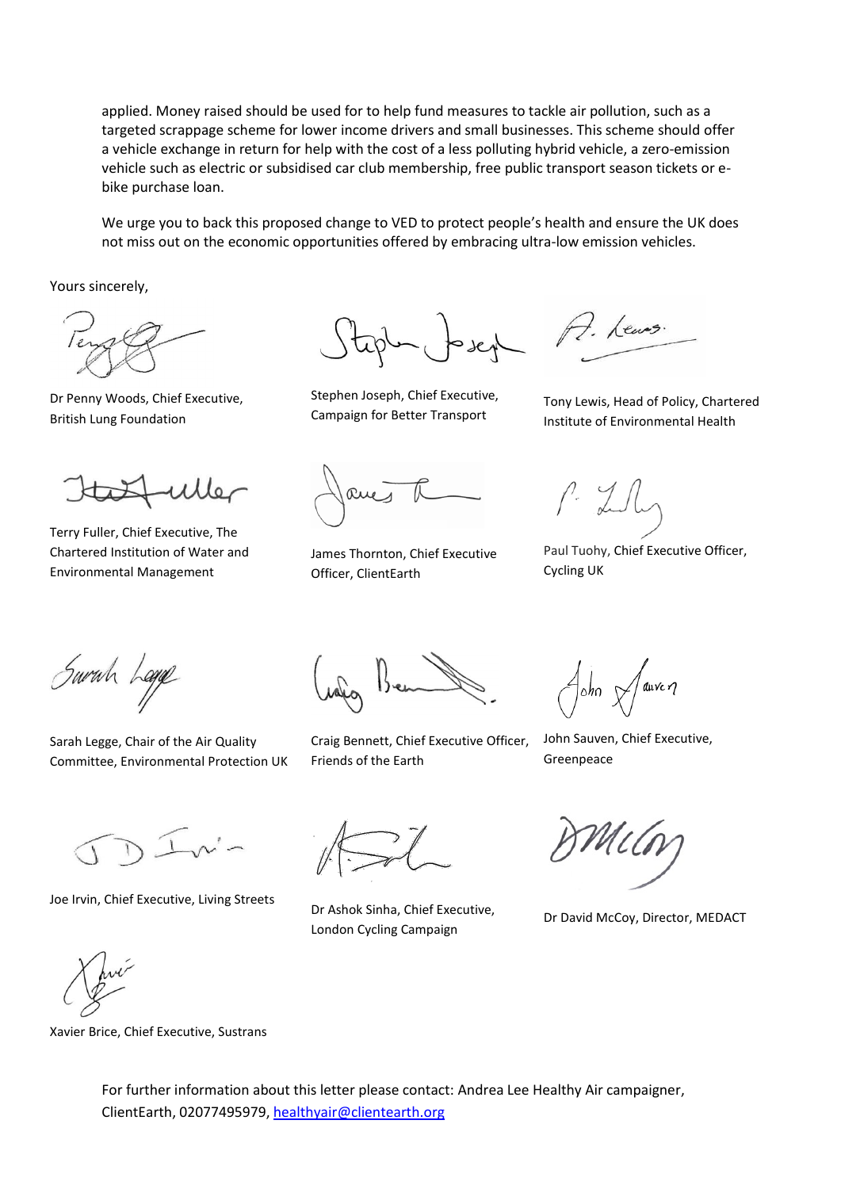applied. Money raised should be used for to help fund measures to tackle air pollution, such as a targeted scrappage scheme for lower income drivers and small businesses. This scheme should offer a vehicle exchange in return for help with the cost of a less polluting hybrid vehicle, a zero-emission vehicle such as electric or subsidised car club membership, free public transport season tickets or e-bike purchase loan.

We urge you to back this proposed change to VED to protect people's health and ensure the UK does not miss out on the economic opportunities offered by embracing ultra-low emission vehicles.

Yours sincerely,

Dr Penny Woods, Chief Executive, British Lung Foundation

Stephen Joseph, Chief Executive, Campaign for Better Transport

Tony Lewis, Head of Policy, Chartered Institute of Environmental Health

Terry Fuller, Chief Executive, The Chartered Institution of Water and Environmental Management

James Thornton, Chief Executive Officer, ClientEarth

Paul Tuohy, Chief Executive Officer, Cycling UK

Sarah Legge, Chair of the Air Quality Committee, Environmental Protection UK

Craig Bennett, Chief Executive Officer, Friends of the Earth

John Sauven, Chief Executive, Greenpeace

Joe Irvin, Chief Executive, Living Streets

Dr Ashok Sinha, Chief Executive, London Cycling Campaign

Dr David McCoy, Director, MEDACT

Xavier Brice, Chief Executive, Sustrans

For further information about this letter please contact: Andrea Lee Healthy Air campaigner, ClientEarth, 02077495979, healthyair@clientearth.org